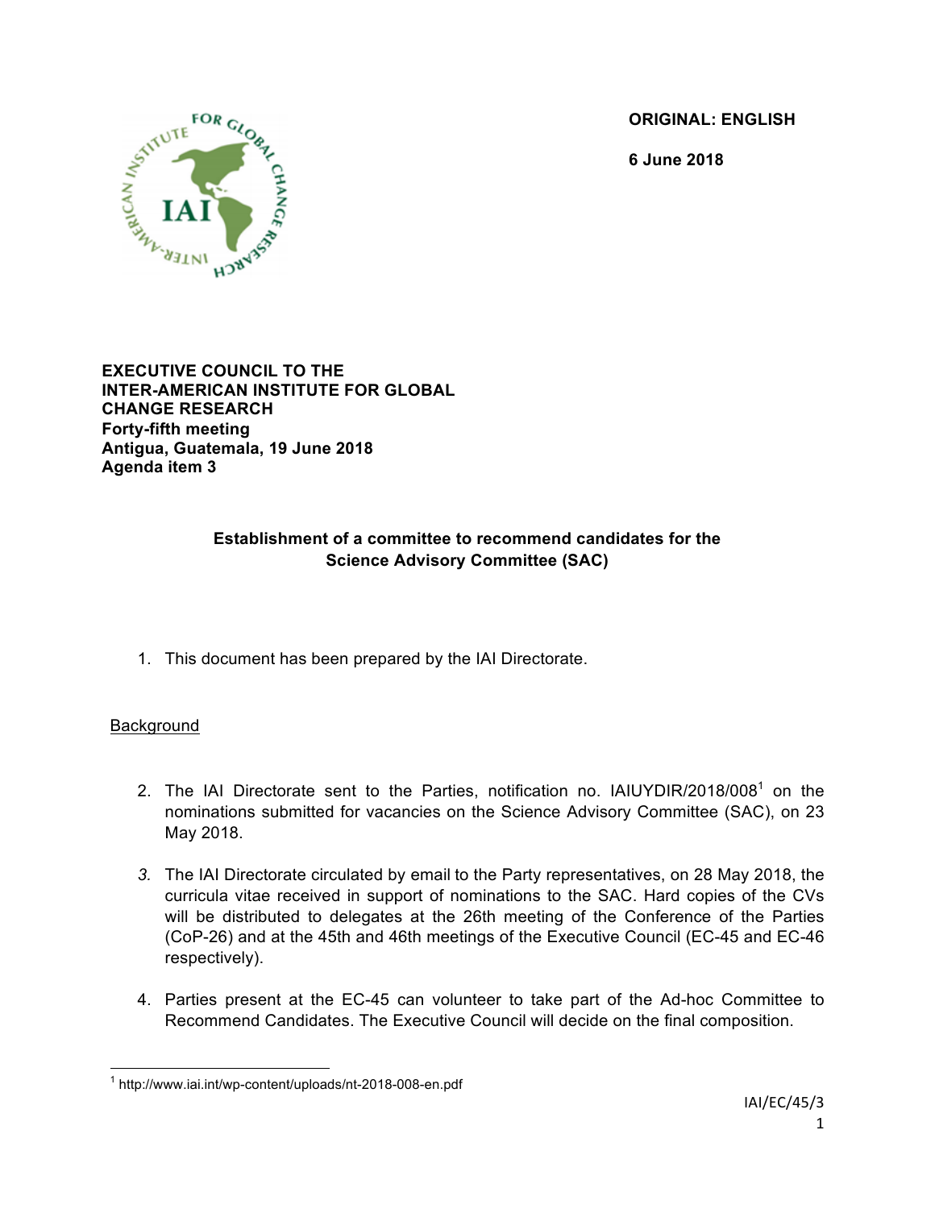**ORIGINAL: ENGLISH**

**6 June 2018**

**EXECUTIVE COUNCIL TO THE INTER-AMERICAN INSTITUTE FOR GLOBAL CHANGE RESEARCH**
**Forty-fifth meeting**
**Antigua, Guatemala, 19 June 2018**
**Agenda item 3**

## Establishment of a committee to recommend candidates for the Science Advisory Committee (SAC)

1. This document has been prepared by the IAI Directorate.

Background

2. The IAI Directorate sent to the Parties, notification no. IAIUYDIR/2018/008[1] on the nominations submitted for vacancies on the Science Advisory Committee (SAC), on 23 May 2018.

3. The IAI Directorate circulated by email to the Party representatives, on 28 May 2018, the curricula vitae received in support of nominations to the SAC. Hard copies of the CVs will be distributed to delegates at the 26th meeting of the Conference of the Parties (CoP-26) and at the 45th and 46th meetings of the Executive Council (EC-45 and EC-46 respectively).

4. Parties present at the EC-45 can volunteer to take part of the Ad-hoc Committee to Recommend Candidates. The Executive Council will decide on the final composition.

[1] http://www.iai.int/wp-content/uploads/nt-2018-008-en.pdf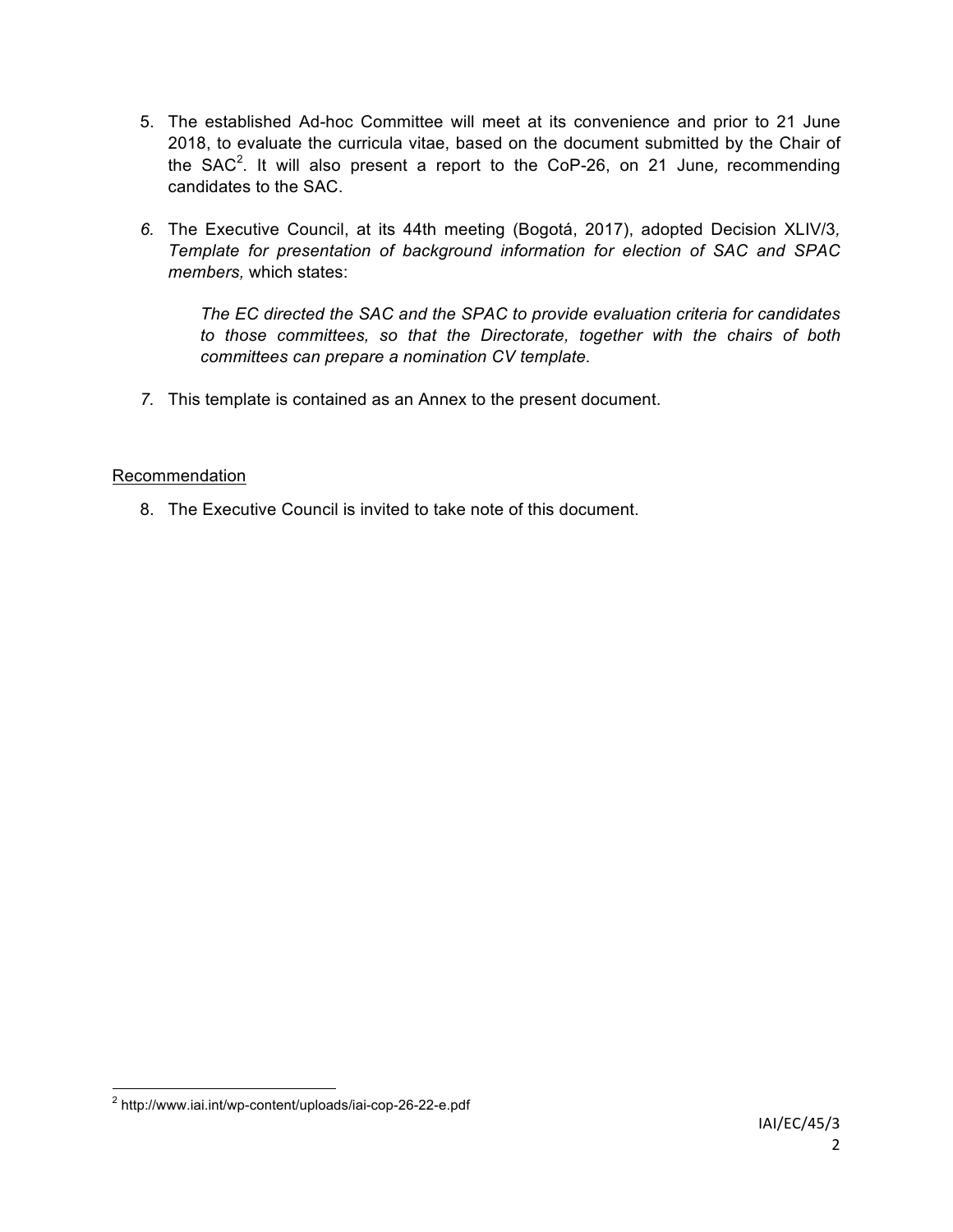5. The established Ad-hoc Committee will meet at its convenience and prior to 21 June 2018, to evaluate the curricula vitae, based on the document submitted by the Chair of the SAC[2]. It will also present a report to the CoP-26, on 21 June*,* recommending candidates to the SAC.

6. The Executive Council, at its 44th meeting (Bogotá, 2017), adopted Decision XLIV/3*, Template for presentation of background information for election of SAC and SPAC members,* which states:

   *The EC directed the SAC and the SPAC to provide evaluation criteria for candidates to those committees, so that the Directorate, together with the chairs of both committees can prepare a nomination CV template.*

7. This template is contained as an Annex to the present document.

## Recommendation

8. The Executive Council is invited to take note of this document.

---

[2] http://www.iai.int/wp-content/uploads/iai-cop-26-22-e.pdf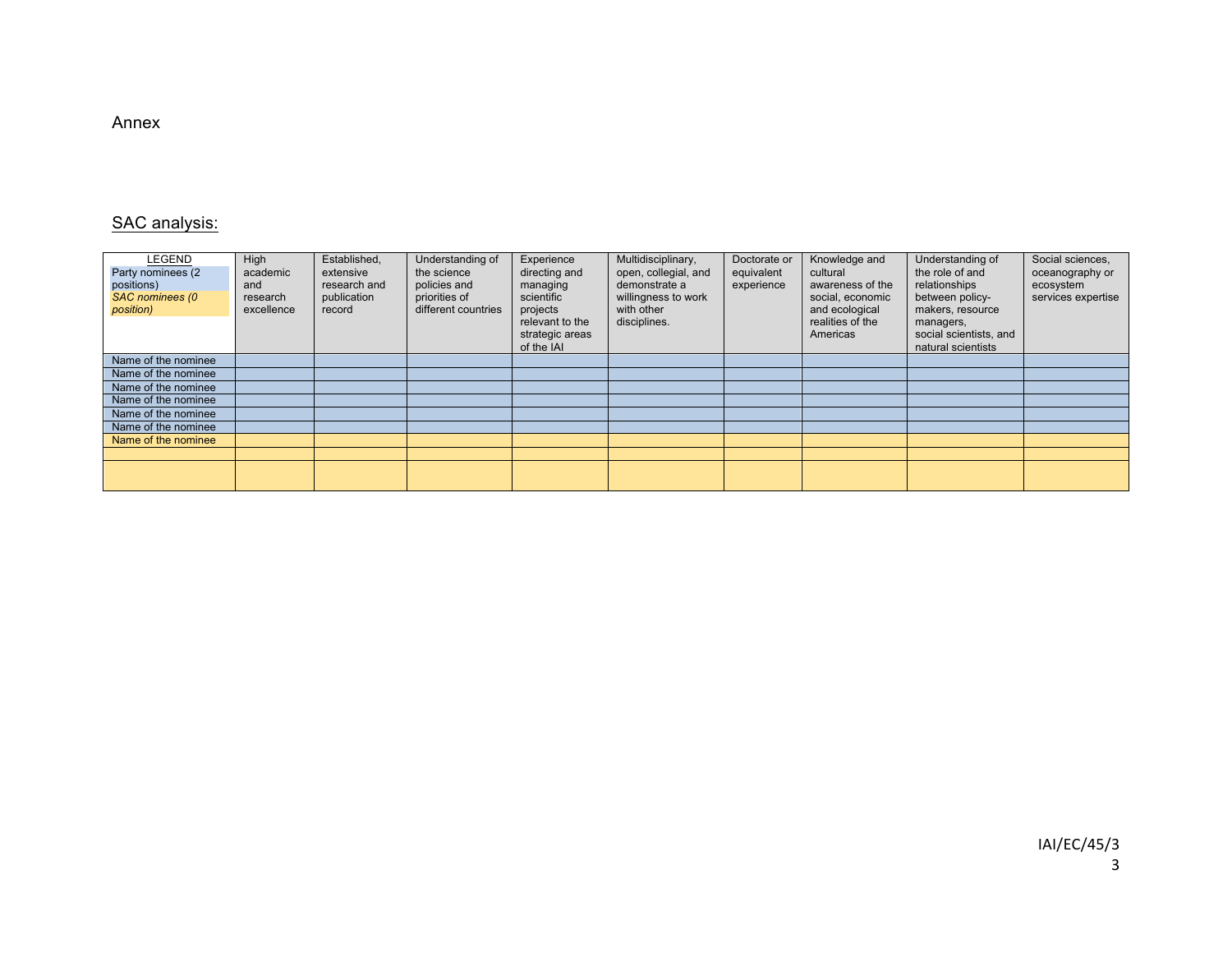Annex

## SAC analysis:

| LEGEND<br>Party nominees (2 positions)<br>*SAC nominees (0 position)* | High academic and research excellence | Established, extensive research and publication record | Understanding of the science policies and priorities of different countries | Experience directing and managing scientific projects relevant to the strategic areas of the IAI | Multidisciplinary, open, collegial, and demonstrate a willingness to work with other disciplines. | Doctorate or equivalent experience | Knowledge and cultural awareness of the social, economic and ecological realities of the Americas | Understanding of the role of and relationships between policy-makers, resource managers, social scientists, and natural scientists | Social sciences, oceanography or ecosystem services expertise |
|---|---|---|---|---|---|---|---|---|---|
| Name of the nominee | | | | | | | | | |
| Name of the nominee | | | | | | | | | |
| Name of the nominee | | | | | | | | | |
| Name of the nominee | | | | | | | | | |
| Name of the nominee | | | | | | | | | |
| Name of the nominee | | | | | | | | | |
| Name of the nominee | | | | | | | | | |
| | | | | | | | | | |
| | | | | | | | | | |

IAI/EC/45/3